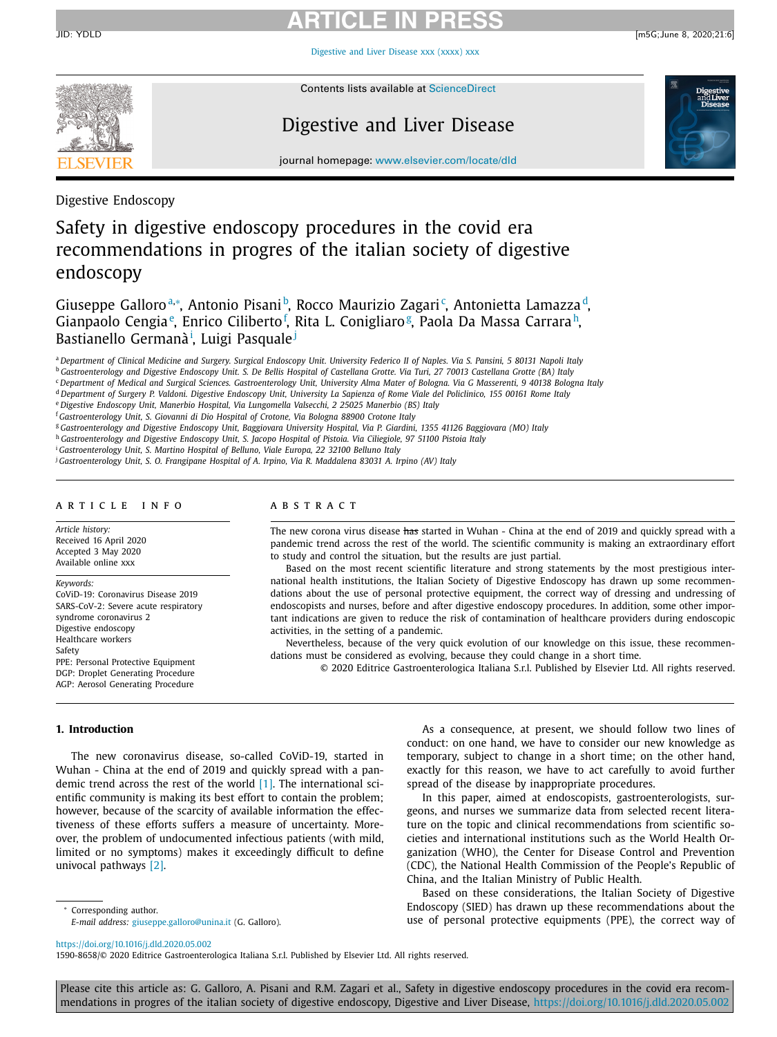Digestive Endoscopy

# Safety in digestive endoscopy procedures in the covid era recommendations in progres of the italian society of digestive endoscopy

Giuseppe Galloro[a,*], Antonio Pisani[b], Rocco Maurizio Zagari[c], Antonietta Lamazza[d], Gianpaolo Cengia[e], Enrico Ciliberto[f], Rita L. Conigliaro[g], Paola Da Massa Carrara[h], Bastianello Germanà[i], Luigi Pasquale[j]

[a] Department of Clinical Medicine and Surgery. Surgical Endoscopy Unit. University Federico II of Naples. Via S. Pansini, 5 80131 Napoli Italy
[b] Gastroenterology and Digestive Endoscopy Unit. S. De Bellis Hospital of Castellana Grotte. Via Turi, 27 70013 Castellana Grotte (BA) Italy
[c] Department of Medical and Surgical Sciences. Gastroenterology Unit, University Alma Mater of Bologna. Via G Masserenti, 9 40138 Bologna Italy
[d] Department of Surgery P. Valdoni. Digestive Endoscopy Unit, University La Sapienza of Rome Viale del Policlinico, 155 00161 Rome Italy
[e] Digestive Endoscopy Unit, Manerbio Hospital, Via Lungomella Valsecchi, 2 25025 Manerbio (BS) Italy
[f] Gastroenterology Unit, S. Giovanni di Dio Hospital of Crotone, Via Bologna 88900 Crotone Italy
[g] Gastroenterology and Digestive Endoscopy Unit, Baggiovara University Hospital, Via P. Giardini, 1355 41126 Baggiovara (MO) Italy
[h] Gastroenterology and Digestive Endoscopy Unit, S. Jacopo Hospital of Pistoia. Via Ciliegiole, 97 51100 Pistoia Italy
[i] Gastroenterology Unit, S. Martino Hospital of Belluno, Viale Europa, 22 32100 Belluno Italy
[j] Gastroenterology Unit, S. O. Frangipane Hospital of A. Irpino, Via R. Maddalena 83031 A. Irpino (AV) Italy

## ARTICLE INFO

*Article history:*
Received 16 April 2020
Accepted 3 May 2020
Available online xxx

*Keywords:*
CoViD-19: Coronavirus Disease 2019
SARS-CoV-2: Severe acute respiratory syndrome coronavirus 2
Digestive endoscopy
Healthcare workers
Safety
PPE: Personal Protective Equipment
DGP: Droplet Generating Procedure
AGP: Aerosol Generating Procedure

## ABSTRACT

The new corona virus disease ~~has~~ started in Wuhan - China at the end of 2019 and quickly spread with a pandemic trend across the rest of the world. The scientific community is making an extraordinary effort to study and control the situation, but the results are just partial.

Based on the most recent scientific literature and strong statements by the most prestigious international health institutions, the Italian Society of Digestive Endoscopy has drawn up some recommendations about the use of personal protective equipment, the correct way of dressing and undressing of endoscopists and nurses, before and after digestive endoscopy procedures. In addition, some other important indications are given to reduce the risk of contamination of healthcare providers during endoscopic activities, in the setting of a pandemic.

Nevertheless, because of the very quick evolution of our knowledge on this issue, these recommendations must be considered as evolving, because they could change in a short time.

© 2020 Editrice Gastroenterologica Italiana S.r.l. Published by Elsevier Ltd. All rights reserved.

## 1. Introduction

The new coronavirus disease, so-called CoViD-19, started in Wuhan - China at the end of 2019 and quickly spread with a pandemic trend across the rest of the world [1]. The international scientific community is making its best effort to contain the problem; however, because of the scarcity of available information the effectiveness of these efforts suffers a measure of uncertainty. Moreover, the problem of undocumented infectious patients (with mild, limited or no symptoms) makes it exceedingly difficult to define univocal pathways [2].

As a consequence, at present, we should follow two lines of conduct: on one hand, we have to consider our new knowledge as temporary, subject to change in a short time; on the other hand, exactly for this reason, we have to act carefully to avoid further spread of the disease by inappropriate procedures.

In this paper, aimed at endoscopists, gastroenterologists, surgeons, and nurses we summarize data from selected recent literature on the topic and clinical recommendations from scientific societies and international institutions such as the World Health Organization (WHO), the Center for Disease Control and Prevention (CDC), the National Health Commission of the People's Republic of China, and the Italian Ministry of Public Health.

Based on these considerations, the Italian Society of Digestive Endoscopy (SIED) has drawn up these recommendations about the use of personal protective equipments (PPE), the correct way of

* Corresponding author.
*E-mail address:* giuseppe.galloro@unina.it (G. Galloro).

https://doi.org/10.1016/j.dld.2020.05.002
1590-8658/© 2020 Editrice Gastroenterologica Italiana S.r.l. Published by Elsevier Ltd. All rights reserved.

Please cite this article as: G. Galloro, A. Pisani and R.M. Zagari et al., Safety in digestive endoscopy procedures in the covid era recommendations in progres of the italian society of digestive endoscopy, Digestive and Liver Disease, https://doi.org/10.1016/j.dld.2020.05.002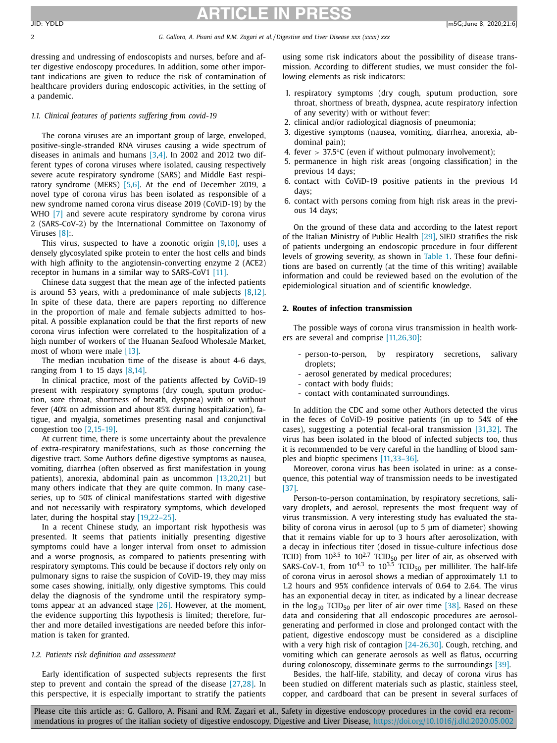dressing and undressing of endoscopists and nurses, before and after digestive endoscopy procedures. In addition, some other important indications are given to reduce the risk of contamination of healthcare providers during endoscopic activities, in the setting of a pandemic.

### 1.1. Clinical features of patients suffering from covid-19

The corona viruses are an important group of large, enveloped, positive-single-stranded RNA viruses causing a wide spectrum of diseases in animals and humans [3,4]. In 2002 and 2012 two different types of corona viruses where isolated, causing respectively severe acute respiratory syndrome (SARS) and Middle East respiratory syndrome (MERS) [5,6]. At the end of December 2019, a novel type of corona virus has been isolated as responsible of a new syndrome named corona virus disease 2019 (CoViD-19) by the WHO [7] and severe acute respiratory syndrome by corona virus 2 (SARS-CoV-2) by the International Committee on Taxonomy of Viruses [8]:.

This virus, suspected to have a zoonotic origin [9,10], uses a densely glycosylated spike protein to enter the host cells and binds with high affinity to the angiotensin-converting enzyme 2 (ACE2) receptor in humans in a similar way to SARS-CoV1 [11].

Chinese data suggest that the mean age of the infected patients is around 53 years, with a predominance of male subjects [8,12]. In spite of these data, there are papers reporting no difference in the proportion of male and female subjects admitted to hospital. A possible explanation could be that the first reports of new corona virus infection were correlated to the hospitalization of a high number of workers of the Huanan Seafood Wholesale Market, most of whom were male [13].

The median incubation time of the disease is about 4-6 days, ranging from 1 to 15 days [8,14].

In clinical practice, most of the patients affected by CoViD-19 present with respiratory symptoms (dry cough, sputum production, sore throat, shortness of breath, dyspnea) with or without fever (40% on admission and about 85% during hospitalization), fatigue, and myalgia, sometimes presenting nasal and conjunctival congestion too [2,15–19].

At current time, there is some uncertainty about the prevalence of extra-respiratory manifestations, such as those concerning the digestive tract. Some Authors define digestive symptoms as nausea, vomiting, diarrhea (often observed as first manifestation in young patients), anorexia, abdominal pain as uncommon [13,20,21] but many others indicate that they are quite common. In many case-series, up to 50% of clinical manifestations started with digestive and not necessarily with respiratory symptoms, which developed later, during the hospital stay [19,22–25].

In a recent Chinese study, an important risk hypothesis was presented. It seems that patients initially presenting digestive symptoms could have a longer interval from onset to admission and a worse prognosis, as compared to patients presenting with respiratory symptoms. This could be because if doctors rely only on pulmonary signs to raise the suspicion of CoViD-19, they may miss some cases showing, initially, only digestive symptoms. This could delay the diagnosis of the syndrome until the respiratory symptoms appear at an advanced stage [26]. However, at the moment, the evidence supporting this hypothesis is limited; therefore, further and more detailed investigations are needed before this information is taken for granted.

### 1.2. Patients risk definition and assessment

Early identification of suspected subjects represents the first step to prevent and contain the spread of the disease [27,28]. In this perspective, it is especially important to stratify the patients using some risk indicators about the possibility of disease transmission. According to different studies, we must consider the following elements as risk indicators:

1. respiratory symptoms (dry cough, sputum production, sore throat, shortness of breath, dyspnea, acute respiratory infection of any severity) with or without fever;
2. clinical and/or radiological diagnosis of pneumonia;
3. digestive symptoms (nausea, vomiting, diarrhea, anorexia, abdominal pain);
4. fever > 37.5°C (even if without pulmonary involvement);
5. permanence in high risk areas (ongoing classification) in the previous 14 days;
6. contact with CoViD-19 positive patients in the previous 14 days;
6. contact with persons coming from high risk areas in the previous 14 days;

On the ground of these data and according to the latest report of the Italian Ministry of Public Health [29], SIED stratifies the risk of patients undergoing an endoscopic procedure in four different levels of growing severity, as shown in Table 1. These four definitions are based on currently (at the time of this writing) available information and could be reviewed based on the evolution of the epidemiological situation and of scientific knowledge.

## 2. Routes of infection transmission

The possible ways of corona virus transmission in health workers are several and comprise [11,26,30]:

- person-to-person, by respiratory secretions, salivary droplets;
- aerosol generated by medical procedures;
- contact with body fluids;
- contact with contaminated surroundings.

In addition the CDC and some other Authors detected the virus in the feces of CoViD-19 positive patients (in up to 54% of ~~the~~ cases), suggesting a potential fecal-oral transmission [31,32]. The virus has been isolated in the blood of infected subjects too, thus it is recommended to be very careful in the handling of blood samples and bioptic specimens [11,33–36].

Moreover, corona virus has been isolated in urine: as a consequence, this potential way of transmission needs to be investigated [37].

Person-to-person contamination, by respiratory secretions, salivary droplets, and aerosol, represents the most frequent way of virus transmission. A very interesting study has evaluated the stability of corona virus in aerosol (up to 5 µm of diameter) showing that it remains viable for up to 3 hours after aerosolization, with a decay in infectious titer (dosed in tissue-culture infectious dose TCID) from $10^{3.5}$ to $10^{2.7}$ $TCID_{50}$ per liter of air, as observed with SARS-CoV-1, from $10^{4.3}$ to $10^{3.5}$ $TCID_{50}$ per milliliter. The half-life of corona virus in aerosol shows a median of approximately 1.1 to 1.2 hours and 95% confidence intervals of 0.64 to 2.64. The virus has an exponential decay in titer, as indicated by a linear decrease in the $\log_{10}$ $TCID_{50}$ per liter of air over time [38]. Based on these data and considering that all endoscopic procedures are aerosol-generating and performed in close and prolonged contact with the patient, digestive endoscopy must be considered as a discipline with a very high risk of contagion [24-26,30]. Cough, retching, and vomiting which can generate aerosols as well as flatus, occurring during colonoscopy, disseminate germs to the surroundings [39].

Besides, the half-life, stability, and decay of corona virus has been studied on different materials such as plastic, stainless steel, copper, and cardboard that can be present in several surfaces of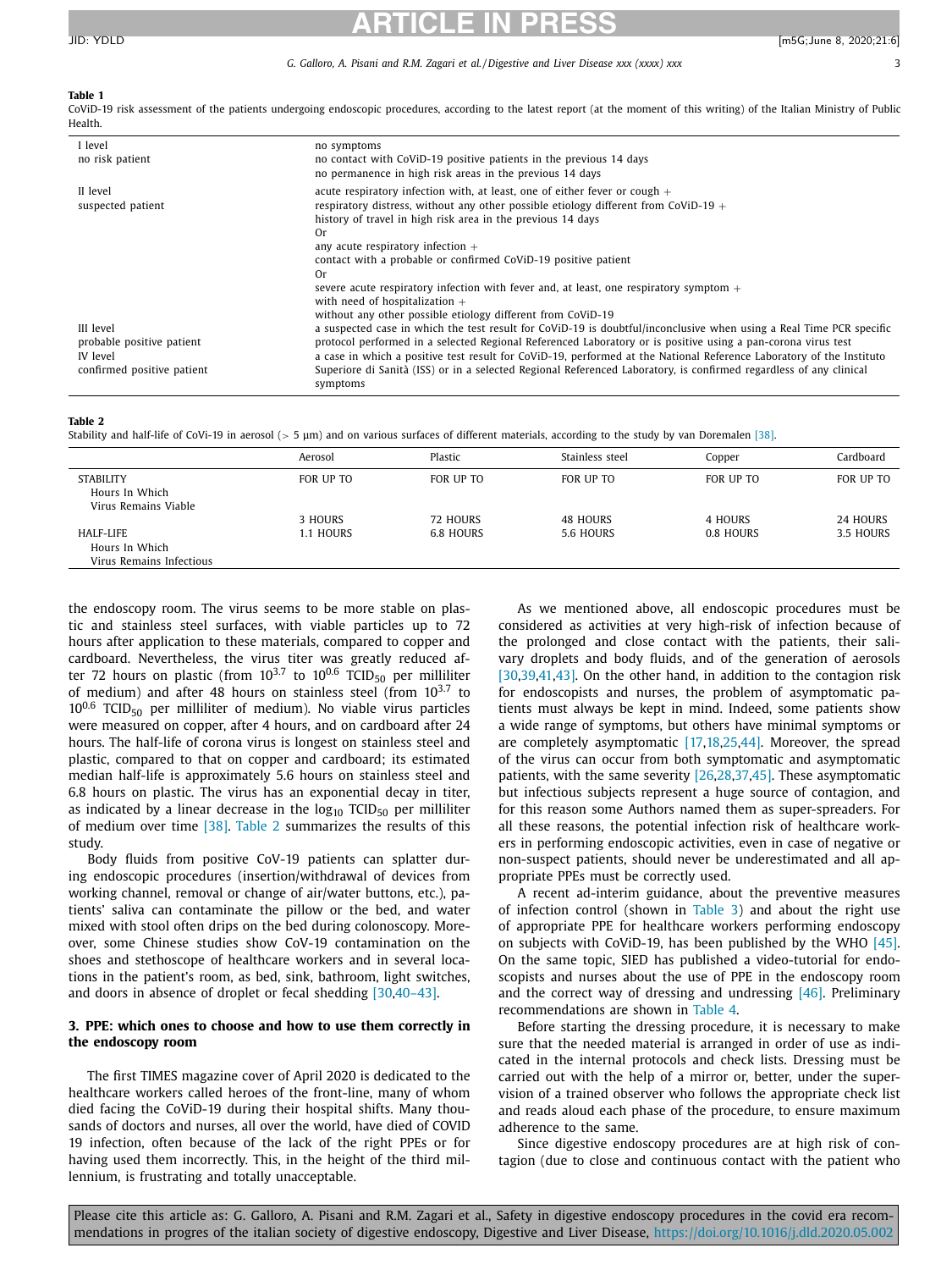**Table 1**
CoViD-19 risk assessment of the patients undergoing endoscopic procedures, according to the latest report (at the moment of this writing) of the Italian Ministry of Public Health.

| | |
|---|---|
| I level<br>no risk patient | no symptoms<br>no contact with CoViD-19 positive patients in the previous 14 days<br>no permanence in high risk areas in the previous 14 days |
| II level<br>suspected patient | acute respiratory infection with, at least, one of either fever or cough +<br>respiratory distress, without any other possible etiology different from CoViD-19 +<br>history of travel in high risk area in the previous 14 days<br>Or<br>any acute respiratory infection +<br>contact with a probable or confirmed CoViD-19 positive patient<br>Or<br>severe acute respiratory infection with fever and, at least, one respiratory symptom +<br>with need of hospitalization +<br>without any other possible etiology different from CoViD-19 |
| III level<br>probable positive patient | a suspected case in which the test result for CoViD-19 is doubtful/inconclusive when using a Real Time PCR specific protocol performed in a selected Regional Referenced Laboratory or is positive using a pan-corona virus test |
| IV level<br>confirmed positive patient | a case in which a positive test result for CoViD-19, performed at the National Reference Laboratory of the Instituto Superiore di Sanità (ISS) or in a selected Regional Referenced Laboratory, is confirmed regardless of any clinical symptoms |

**Table 2**
Stability and half-life of CoVi-19 in aerosol (> 5 µm) and on various surfaces of different materials, according to the study by van Doremalen [38].

| | Aerosol | Plastic | Stainless steel | Copper | Cardboard |
|---|---|---|---|---|---|
| STABILITY<br>Hours In Which<br>Virus Remains Viable | FOR UP TO<br>3 HOURS | FOR UP TO<br>72 HOURS | FOR UP TO<br>48 HOURS | FOR UP TO<br>4 HOURS | FOR UP TO<br>24 HOURS |
| HALF-LIFE<br>Hours In Which<br>Virus Remains Infectious | 1.1 HOURS | 6.8 HOURS | 5.6 HOURS | 0.8 HOURS | 3.5 HOURS |

the endoscopy room. The virus seems to be more stable on plastic and stainless steel surfaces, with viable particles up to 72 hours after application to these materials, compared to copper and cardboard. Nevertheless, the virus titer was greatly reduced after 72 hours on plastic (from $10^{3.7}$ to $10^{0.6}$ $TCID_{50}$ per milliliter of medium) and after 48 hours on stainless steel (from $10^{3.7}$ to $10^{0.6}$ $TCID_{50}$ per milliliter of medium). No viable virus particles were measured on copper, after 4 hours, and on cardboard after 24 hours. The half-life of corona virus is longest on stainless steel and plastic, compared to that on copper and cardboard; its estimated median half-life is approximately 5.6 hours on stainless steel and 6.8 hours on plastic. The virus has an exponential decay in titer, as indicated by a linear decrease in the $\log_{10}$ $TCID_{50}$ per milliliter of medium over time [38]. Table 2 summarizes the results of this study.

Body fluids from positive CoV-19 patients can splatter during endoscopic procedures (insertion/withdrawal of devices from working channel, removal or change of air/water buttons, etc.), patients' saliva can contaminate the pillow or the bed, and water mixed with stool often drips on the bed during colonoscopy. Moreover, some Chinese studies show CoV-19 contamination on the shoes and stethoscope of healthcare workers and in several locations in the patient's room, as bed, sink, bathroom, light switches, and doors in absence of droplet or fecal shedding [30,40–43].

## 3. PPE: which ones to choose and how to use them correctly in the endoscopy room

The first TIMES magazine cover of April 2020 is dedicated to the healthcare workers called heroes of the front-line, many of whom died facing the CoViD-19 during their hospital shifts. Many thousands of doctors and nurses, all over the world, have died of COVID 19 infection, often because of the lack of the right PPEs or for having used them incorrectly. This, in the height of the third millennium, is frustrating and totally unacceptable.

As we mentioned above, all endoscopic procedures must be considered as activities at very high-risk of infection because of the prolonged and close contact with the patients, their salivary droplets and body fluids, and of the generation of aerosols [30,39,41,43]. On the other hand, in addition to the contagion risk for endoscopists and nurses, the problem of asymptomatic patients must always be kept in mind. Indeed, some patients show a wide range of symptoms, but others have minimal symptoms or are completely asymptomatic [17,18,25,44]. Moreover, the spread of the virus can occur from both symptomatic and asymptomatic patients, with the same severity [26,28,37,45]. These asymptomatic but infectious subjects represent a huge source of contagion, and for this reason some Authors named them as super-spreaders. For all these reasons, the potential infection risk of healthcare workers in performing endoscopic activities, even in case of negative or non-suspect patients, should never be underestimated and all appropriate PPEs must be correctly used.

A recent ad-interim guidance, about the preventive measures of infection control (shown in Table 3) and about the right use of appropriate PPE for healthcare workers performing endoscopy on subjects with CoViD-19, has been published by the WHO [45]. On the same topic, SIED has published a video-tutorial for endoscopists and nurses about the use of PPE in the endoscopy room and the correct way of dressing and undressing [46]. Preliminary recommendations are shown in Table 4.

Before starting the dressing procedure, it is necessary to make sure that the needed material is arranged in order of use as indicated in the internal protocols and check lists. Dressing must be carried out with the help of a mirror or, better, under the supervision of a trained observer who follows the appropriate check list and reads aloud each phase of the procedure, to ensure maximum adherence to the same.

Since digestive endoscopy procedures are at high risk of contagion (due to close and continuous contact with the patient who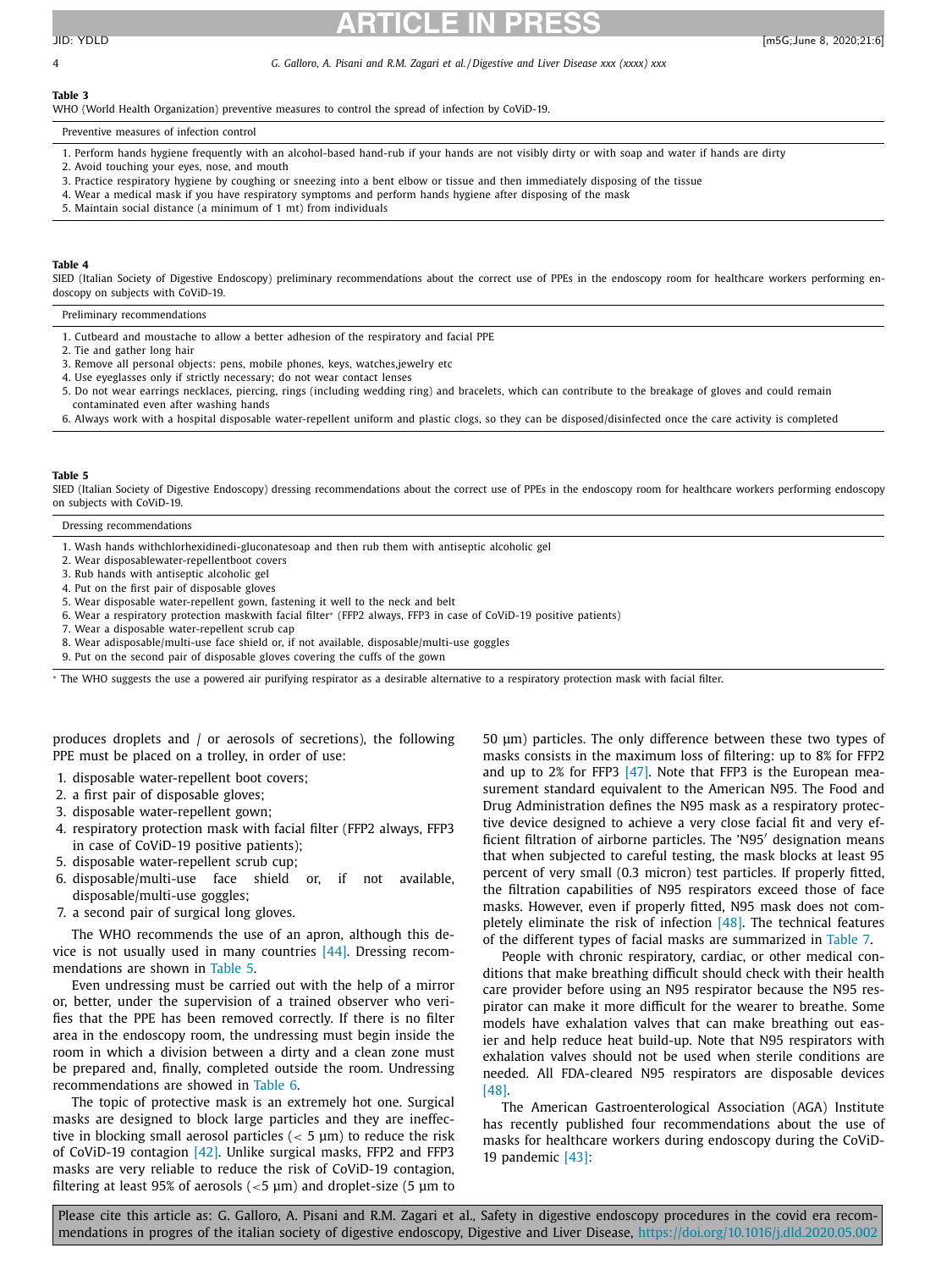**Table 3**
WHO (World Health Organization) preventive measures to control the spread of infection by CoViD-19.

| Preventive measures of infection control |
|---|
| 1. Perform hands hygiene frequently with an alcohol-based hand-rub if your hands are not visibly dirty or with soap and water if hands are dirty |
| 2. Avoid touching your eyes, nose, and mouth |
| 3. Practice respiratory hygiene by coughing or sneezing into a bent elbow or tissue and then immediately disposing of the tissue |
| 4. Wear a medical mask if you have respiratory symptoms and perform hands hygiene after disposing of the mask |
| 5. Maintain social distance (a minimum of 1 mt) from individuals |

**Table 4**
SIED (Italian Society of Digestive Endoscopy) preliminary recommendations about the correct use of PPEs in the endoscopy room for healthcare workers performing endoscopy on subjects with CoViD-19.

| Preliminary recommendations |
|---|
| 1. Cutbeard and moustache to allow a better adhesion of the respiratory and facial PPE |
| 2. Tie and gather long hair |
| 3. Remove all personal objects: pens, mobile phones, keys, watches,jewelry etc |
| 4. Use eyeglasses only if strictly necessary; do not wear contact lenses |
| 5. Do not wear earrings necklaces, piercing, rings (including wedding ring) and bracelets, which can contribute to the breakage of gloves and could remain contaminated even after washing hands |
| 6. Always work with a hospital disposable water-repellent uniform and plastic clogs, so they can be disposed/disinfected once the care activity is completed |

**Table 5**
SIED (Italian Society of Digestive Endoscopy) dressing recommendations about the correct use of PPEs in the endoscopy room for healthcare workers performing endoscopy on subjects with CoViD-19.

| Dressing recommendations |
|---|
| 1. Wash hands withchlorhexidinedi-gluconatesoap and then rub them with antiseptic alcoholic gel |
| 2. Wear disposablewater-repellentboot covers |
| 3. Rub hands with antiseptic alcoholic gel |
| 4. Put on the first pair of disposable gloves |
| 5. Wear disposable water-repellent gown, fastening it well to the neck and belt |
| 6. Wear a respiratory protection maskwith facial filter* (FFP2 always, FFP3 in case of CoViD-19 positive patients) |
| 7. Wear a disposable water-repellent scrub cap |
| 8. Wear adisposable/multi-use face shield or, if not available, disposable/multi-use goggles |
| 9. Put on the second pair of disposable gloves covering the cuffs of the gown |

* The WHO suggests the use a powered air purifying respirator as a desirable alternative to a respiratory protection mask with facial filter.

produces droplets and / or aerosols of secretions), the following PPE must be placed on a trolley, in order of use:

1. disposable water-repellent boot covers;
2. a first pair of disposable gloves;
3. disposable water-repellent gown;
4. respiratory protection mask with facial filter (FFP2 always, FFP3 in case of CoViD-19 positive patients);
5. disposable water-repellent scrub cup;
6. disposable/multi-use face shield or, if not available, disposable/multi-use goggles;
7. a second pair of surgical long gloves.

The WHO recommends the use of an apron, although this device is not usually used in many countries [44]. Dressing recommendations are shown in Table 5.

Even undressing must be carried out with the help of a mirror or, better, under the supervision of a trained observer who verifies that the PPE has been removed correctly. If there is no filter area in the endoscopy room, the undressing must begin inside the room in which a division between a dirty and a clean zone must be prepared and, finally, completed outside the room. Undressing recommendations are showed in Table 6.

The topic of protective mask is an extremely hot one. Surgical masks are designed to block large particles and they are ineffective in blocking small aerosol particles (< 5 µm) to reduce the risk of CoViD-19 contagion [42]. Unlike surgical masks, FFP2 and FFP3 masks are very reliable to reduce the risk of CoViD-19 contagion, filtering at least 95% of aerosols (<5 µm) and droplet-size (5 µm to 50 µm) particles. The only difference between these two types of masks consists in the maximum loss of filtering: up to 8% for FFP2 and up to 2% for FFP3 [47]. Note that FFP3 is the European measurement standard equivalent to the American N95. The Food and Drug Administration defines the N95 mask as a respiratory protective device designed to achieve a very close facial fit and very efficient filtration of airborne particles. The 'N95′ designation means that when subjected to careful testing, the mask blocks at least 95 percent of very small (0.3 micron) test particles. If properly fitted, the filtration capabilities of N95 respirators exceed those of face masks. However, even if properly fitted, N95 mask does not completely eliminate the risk of infection [48]. The technical features of the different types of facial masks are summarized in Table 7.

People with chronic respiratory, cardiac, or other medical conditions that make breathing difficult should check with their health care provider before using an N95 respirator because the N95 respirator can make it more difficult for the wearer to breathe. Some models have exhalation valves that can make breathing out easier and help reduce heat build-up. Note that N95 respirators with exhalation valves should not be used when sterile conditions are needed. All FDA-cleared N95 respirators are disposable devices [48].

The American Gastroenterological Association (AGA) Institute has recently published four recommendations about the use of masks for healthcare workers during endoscopy during the CoViD-19 pandemic [43]: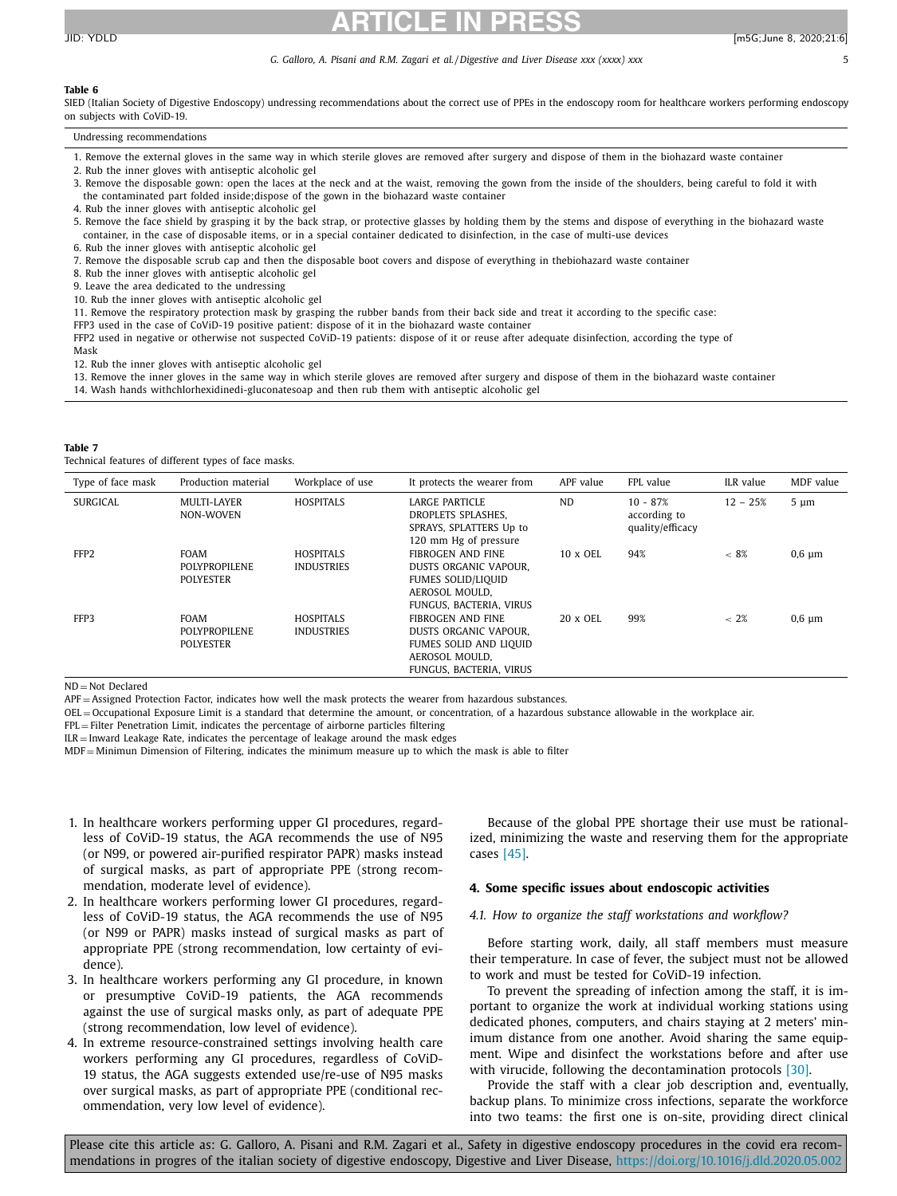**Table 6**

SIED (Italian Society of Digestive Endoscopy) undressing recommendations about the correct use of PPEs in the endoscopy room for healthcare workers performing endoscopy on subjects with CoViD-19.

| Undressing recommendations |
|---|
| 1. Remove the external gloves in the same way in which sterile gloves are removed after surgery and dispose of them in the biohazard waste container |
| 2. Rub the inner gloves with antiseptic alcoholic gel |
| 3. Remove the disposable gown: open the laces at the neck and at the waist, removing the gown from the inside of the shoulders, being careful to fold it with the contaminated part folded inside;dispose of the gown in the biohazard waste container |
| 4. Rub the inner gloves with antiseptic alcoholic gel |
| 5. Remove the face shield by grasping it by the back strap, or protective glasses by holding them by the stems and dispose of everything in the biohazard waste container, in the case of disposable items, or in a special container dedicated to disinfection, in the case of multi-use devices |
| 6. Rub the inner gloves with antiseptic alcoholic gel |
| 7. Remove the disposable scrub cap and then the disposable boot covers and dispose of everything in thebiohazard waste container |
| 8. Rub the inner gloves with antiseptic alcoholic gel |
| 9. Leave the area dedicated to the undressing |
| 10. Rub the inner gloves with antiseptic alcoholic gel |
| 11. Remove the respiratory protection mask by grasping the rubber bands from their back side and treat it according to the specific case: FFP3 used in the case of CoViD-19 positive patient: dispose of it in the biohazard waste container FFP2 used in negative or otherwise not suspected CoViD-19 patients: dispose of it or reuse after adequate disinfection, according the type of Mask |
| 12. Rub the inner gloves with antiseptic alcoholic gel |
| 13. Remove the inner gloves in the same way in which sterile gloves are removed after surgery and dispose of them in the biohazard waste container |
| 14. Wash hands withchlorhexidinedi-gluconatesoap and then rub them with antiseptic alcoholic gel |

**Table 7**

Technical features of different types of face masks.

| Type of face mask | Production material | Workplace of use | It protects the wearer from | APF value | FPL value | ILR value | MDF value |
|---|---|---|---|---|---|---|---|
| SURGICAL | MULTI-LAYER NON-WOVEN | HOSPITALS | LARGE PARTICLE DROPLETS SPLASHES, SPRAYS, SPLATTERS Up to 120 mm Hg of pressure | ND | 10 - 87% according to quality/efficacy | 12 – 25% | 5 µm |
| FFP2 | FOAM POLYPROPILENE POLYESTER | HOSPITALS INDUSTRIES | FIBROGEN AND FINE DUSTS ORGANIC VAPOUR, FUMES SOLID/LIQUID AEROSOL MOULD, FUNGUS, BACTERIA, VIRUS | 10 x OEL | 94% | < 8% | 0,6 µm |
| FFP3 | FOAM POLYPROPILENE POLYESTER | HOSPITALS INDUSTRIES | FIBROGEN AND FINE DUSTS ORGANIC VAPOUR, FUMES SOLID AND LIQUID AEROSOL MOULD, FUNGUS, BACTERIA, VIRUS | 20 x OEL | 99% | < 2% | 0,6 µm |

ND = Not Declared

APF = Assigned Protection Factor, indicates how well the mask protects the wearer from hazardous substances.

OEL = Occupational Exposure Limit is a standard that determine the amount, or concentration, of a hazardous substance allowable in the workplace air.

FPL = Filter Penetration Limit, indicates the percentage of airborne particles filtering

ILR = Inward Leakage Rate, indicates the percentage of leakage around the mask edges

MDF = Minimun Dimension of Filtering, indicates the minimum measure up to which the mask is able to filter

1. In healthcare workers performing upper GI procedures, regardless of CoViD-19 status, the AGA recommends the use of N95 (or N99, or powered air-purified respirator PAPR) masks instead of surgical masks, as part of appropriate PPE (strong recommendation, moderate level of evidence).
2. In healthcare workers performing lower GI procedures, regardless of CoViD-19 status, the AGA recommends the use of N95 (or N99 or PAPR) masks instead of surgical masks as part of appropriate PPE (strong recommendation, low certainty of evidence).
3. In healthcare workers performing any GI procedure, in known or presumptive CoViD-19 patients, the AGA recommends against the use of surgical masks only, as part of adequate PPE (strong recommendation, low level of evidence).
4. In extreme resource-constrained settings involving health care workers performing any GI procedures, regardless of CoViD-19 status, the AGA suggests extended use/re-use of N95 masks over surgical masks, as part of appropriate PPE (conditional recommendation, very low level of evidence).

Because of the global PPE shortage their use must be rationalized, minimizing the waste and reserving them for the appropriate cases [45].

## 4. Some specific issues about endoscopic activities

### 4.1. How to organize the staff workstations and workflow?

Before starting work, daily, all staff members must measure their temperature. In case of fever, the subject must not be allowed to work and must be tested for CoViD-19 infection.

To prevent the spreading of infection among the staff, it is important to organize the work at individual working stations using dedicated phones, computers, and chairs staying at 2 meters' minimum distance from one another. Avoid sharing the same equipment. Wipe and disinfect the workstations before and after use with virucide, following the decontamination protocols [30].

Provide the staff with a clear job description and, eventually, backup plans. To minimize cross infections, separate the workforce into two teams: the first one is on-site, providing direct clinical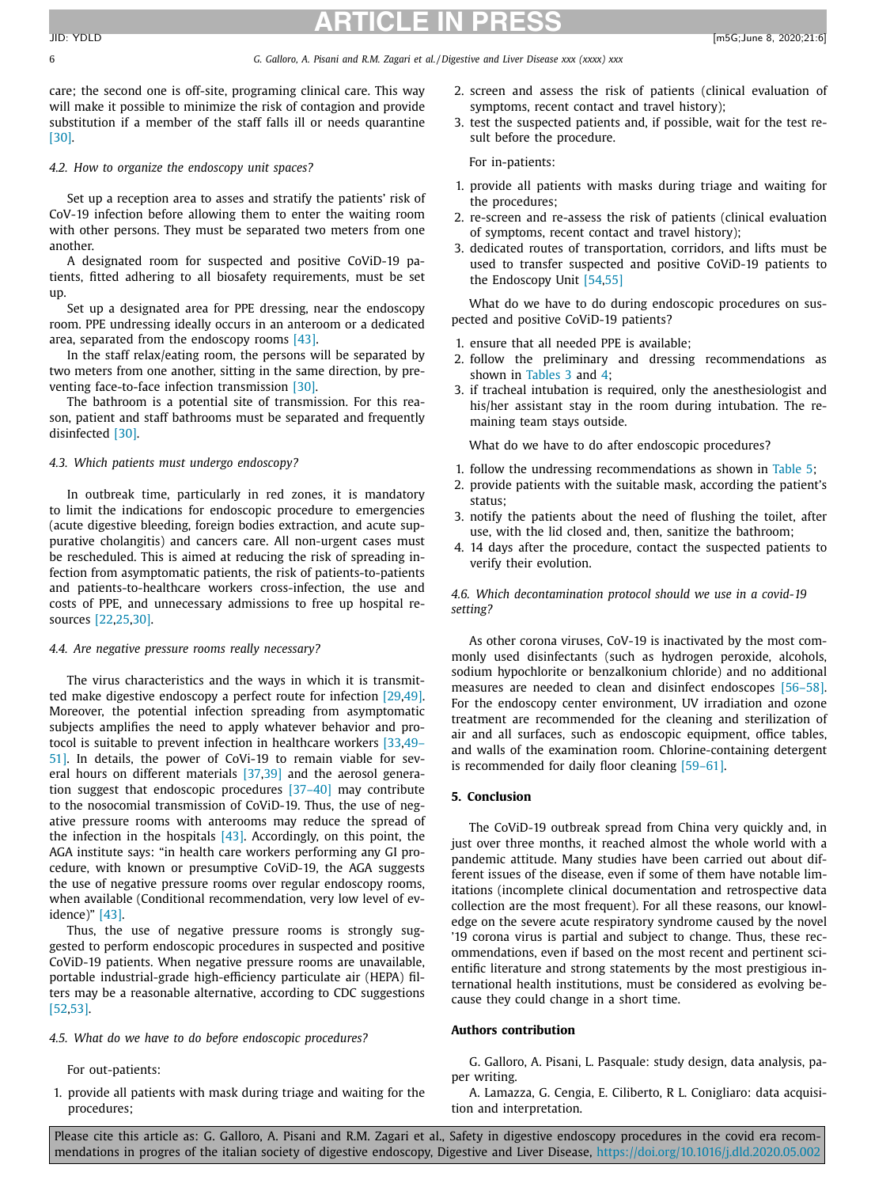care; the second one is off-site, programing clinical care. This way will make it possible to minimize the risk of contagion and provide substitution if a member of the staff falls ill or needs quarantine [30].

### 4.2. How to organize the endoscopy unit spaces?

Set up a reception area to asses and stratify the patients' risk of CoV-19 infection before allowing them to enter the waiting room with other persons. They must be separated two meters from one another.

A designated room for suspected and positive CoViD-19 patients, fitted adhering to all biosafety requirements, must be set up.

Set up a designated area for PPE dressing, near the endoscopy room. PPE undressing ideally occurs in an anteroom or a dedicated area, separated from the endoscopy rooms [43].

In the staff relax/eating room, the persons will be separated by two meters from one another, sitting in the same direction, by preventing face-to-face infection transmission [30].

The bathroom is a potential site of transmission. For this reason, patient and staff bathrooms must be separated and frequently disinfected [30].

### 4.3. Which patients must undergo endoscopy?

In outbreak time, particularly in red zones, it is mandatory to limit the indications for endoscopic procedure to emergencies (acute digestive bleeding, foreign bodies extraction, and acute suppurative cholangitis) and cancers care. All non-urgent cases must be rescheduled. This is aimed at reducing the risk of spreading infection from asymptomatic patients, the risk of patients-to-patients and patients-to-healthcare workers cross-infection, the use and costs of PPE, and unnecessary admissions to free up hospital resources [22,25,30].

### 4.4. Are negative pressure rooms really necessary?

The virus characteristics and the ways in which it is transmitted make digestive endoscopy a perfect route for infection [29,49]. Moreover, the potential infection spreading from asymptomatic subjects amplifies the need to apply whatever behavior and protocol is suitable to prevent infection in healthcare workers [33,49–51]. In details, the power of CoVi-19 to remain viable for several hours on different materials [37,39] and the aerosol generation suggest that endoscopic procedures [37–40] may contribute to the nosocomial transmission of CoViD-19. Thus, the use of negative pressure rooms with anterooms may reduce the spread of the infection in the hospitals [43]. Accordingly, on this point, the AGA institute says: "in health care workers performing any GI procedure, with known or presumptive CoViD-19, the AGA suggests the use of negative pressure rooms over regular endoscopy rooms, when available (Conditional recommendation, very low level of evidence)" [43].

Thus, the use of negative pressure rooms is strongly suggested to perform endoscopic procedures in suspected and positive CoViD-19 patients. When negative pressure rooms are unavailable, portable industrial-grade high-efficiency particulate air (HEPA) filters may be a reasonable alternative, according to CDC suggestions [52,53].

### 4.5. What do we have to do before endoscopic procedures?

For out-patients:

1. provide all patients with mask during triage and waiting for the procedures;
2. screen and assess the risk of patients (clinical evaluation of symptoms, recent contact and travel history);
3. test the suspected patients and, if possible, wait for the test result before the procedure.

For in-patients:

1. provide all patients with masks during triage and waiting for the procedures;
2. re-screen and re-assess the risk of patients (clinical evaluation of symptoms, recent contact and travel history);
3. dedicated routes of transportation, corridors, and lifts must be used to transfer suspected and positive CoViD-19 patients to the Endoscopy Unit [54,55]

What do we have to do during endoscopic procedures on suspected and positive CoViD-19 patients?

1. ensure that all needed PPE is available;
2. follow the preliminary and dressing recommendations as shown in Tables 3 and 4;
3. if tracheal intubation is required, only the anesthesiologist and his/her assistant stay in the room during intubation. The remaining team stays outside.

What do we have to do after endoscopic procedures?

1. follow the undressing recommendations as shown in Table 5;
2. provide patients with the suitable mask, according the patient's status;
3. notify the patients about the need of flushing the toilet, after use, with the lid closed and, then, sanitize the bathroom;
4. 14 days after the procedure, contact the suspected patients to verify their evolution.

### 4.6. Which decontamination protocol should we use in a covid-19 setting?

As other corona viruses, CoV-19 is inactivated by the most commonly used disinfectants (such as hydrogen peroxide, alcohols, sodium hypochlorite or benzalkonium chloride) and no additional measures are needed to clean and disinfect endoscopes [56–58]. For the endoscopy center environment, UV irradiation and ozone treatment are recommended for the cleaning and sterilization of air and all surfaces, such as endoscopic equipment, office tables, and walls of the examination room. Chlorine-containing detergent is recommended for daily floor cleaning [59–61].

## 5. Conclusion

The CoViD-19 outbreak spread from China very quickly and, in just over three months, it reached almost the whole world with a pandemic attitude. Many studies have been carried out about different issues of the disease, even if some of them have notable limitations (incomplete clinical documentation and retrospective data collection are the most frequent). For all these reasons, our knowledge on the severe acute respiratory syndrome caused by the novel '19 corona virus is partial and subject to change. Thus, these recommendations, even if based on the most recent and pertinent scientific literature and strong statements by the most prestigious international health institutions, must be considered as evolving because they could change in a short time.

## Authors contribution

G. Galloro, A. Pisani, L. Pasquale: study design, data analysis, paper writing.

A. Lamazza, G. Cengia, E. Ciliberto, R L. Conigliaro: data acquisition and interpretation.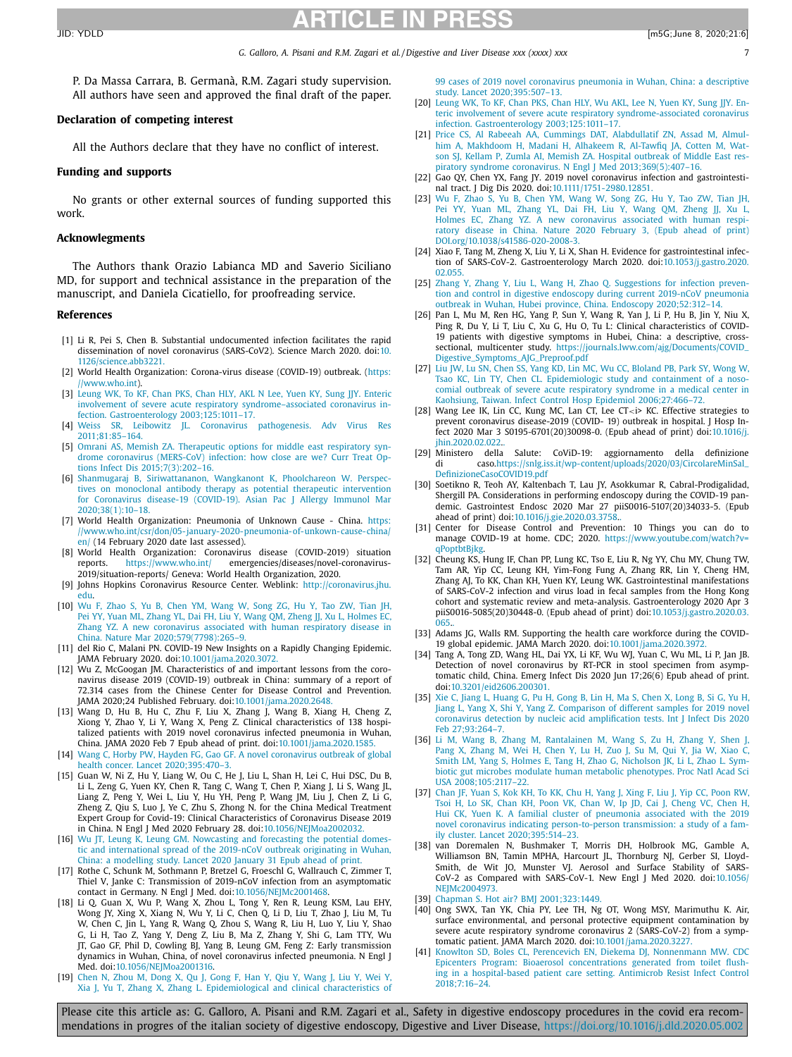P. Da Massa Carrara, B. Germanà, R.M. Zagari study supervision. All authors have seen and approved the final draft of the paper.

## Declaration of competing interest

All the Authors declare that they have no conflict of interest.

## Funding and supports

No grants or other external sources of funding supported this work.

## Acknowlegments

The Authors thank Orazio Labianca MD and Saverio Siciliano MD, for support and technical assistance in the preparation of the manuscript, and Daniela Cicatiello, for proofreading service.

## References

[1] Li R, Pei S, Chen B. Substantial undocumented infection facilitates the rapid dissemination of novel coronavirus (SARS-CoV2). Science March 2020. doi:10.1126/science.abb3221.

[2] World Health Organization: Corona-virus disease (COVID-19) outbreak. (https://www.who.int).

[3] Leung WK, To KF, Chan PKS, Chan HLY, AKL N Lee, Yuen KY, Sung JJY. Enteric involvement of severe acute respiratory syndrome–associated coronavirus infection. Gastroenterology 2003;125:1011–17.

[4] Weiss SR, Leibowitz JL. Coronavirus pathogenesis. Adv Virus Res 2011;81:85–164.

[5] Omrani AS, Memish ZA. Therapeutic options for middle east respiratory syndrome coronavirus (MERS-CoV) infection: how close are we? Curr Treat Options Infect Dis 2015;7(3):202–16.

[6] Shanmugaraj B, Siriwattananon, Wangkanont K, Phoolchareon W. Perspectives on monoclonal antibody therapy as potential therapeutic intervention for Coronavirus disease-19 (COVID-19). Asian Pac J Allergy Immunol Mar 2020;38(1):10–18.

[7] World Health Organization: Pneumonia of Unknown Cause - China. https://www.who.int/csr/don/05-january-2020-pneumonia-of-unkown-cause-china/en/ (14 February 2020 date last assessed).

[8] World Health Organization: Coronavirus disease (COVID-2019) situation reports. https://www.who.int/ emergencies/diseases/novel-coronavirus-2019/situation-reports/ Geneva: World Health Organization, 2020.

[9] Johns Hopkins Coronavirus Resource Center. Weblink: http://coronavirus.jhu.edu.

[10] Wu F, Zhao S, Yu B, Chen YM, Wang W, Song ZG, Hu Y, Tao ZW, Tian JH, Pei YY, Yuan ML, Zhang YL, Dai FH, Liu Y, Wang QM, Zheng JJ, Xu L, Holmes EC, Zhang YZ. A new coronavirus associated with human respiratory disease in China. Nature Mar 2020;579(7798):265–9.

[11] del Rio C, Malani PN. COVID-19 New Insights on a Rapidly Changing Epidemic. JAMA February 2020. doi:10.1001/jama.2020.3072.

[12] Wu Z, McGoogan JM. Characteristics of and important lessons from the coronavirus disease 2019 (COVID-19) outbreak in China: summary of a report of 72.314 cases from the Chinese Center for Disease Control and Prevention. JAMA 2020;24 Published February. doi:10.1001/jama.2020.2648.

[13] Wang D, Hu B, Hu C, Zhu F, Liu X, Zhang J, Wang B, Xiang H, Cheng Z, Xiong Y, Zhao Y, Li Y, Wang X, Peng Z. Clinical characteristics of 138 hospitalized patients with 2019 novel coronavirus infected pneumonia in Wuhan, China. JAMA 2020 Feb 7 Epub ahead of print. doi:10.1001/jama.2020.1585.

[14] Wang C, Horby PW, Hayden FG, Gao GF. A novel coronavirus outbreak of global health concer. Lancet 2020;395:470–3.

[15] Guan W, Ni Z, Hu Y, Liang W, Ou C, He J, Liu L, Shan H, Lei C, Hui DSC, Du B, Li L, Zeng G, Yuen KY, Chen R, Tang C, Wang T, Chen P, Xiang J, Li S, Wang JL, Liang Z, Peng Y, Wei L, Liu Y, Hu YH, Peng P, Wang JM, Liu J, Chen Z, Li G, Zheng Z, Qiu S, Luo J, Ye C, Zhu S, Zhong N. for the China Medical Treatment Expert Group for Covid-19: Clinical Characteristics of Coronavirus Disease 2019 in China. N Engl J Med 2020 February 28. doi:10.1056/NEJMoa2002032.

[16] Wu JT, Leung K, Leung GM. Nowcasting and forecasting the potential domestic and international spread of the 2019-nCoV outbreak originating in Wuhan, China: a modelling study. Lancet 2020 January 31 Epub ahead of print.

[17] Rothe C, Schunk M, Sothmann P, Bretzel G, Froeschl G, Wallrauch C, Zimmer T, Thiel V, Janke C: Transmission of 2019-nCoV infection from an asymptomatic contact in Germany. N Engl J Med. doi:10.1056/NEJMc2001468.

[18] Li Q, Guan X, Wu P, Wang X, Zhou L, Tong Y, Ren R, Leung KSM, Lau EHY, Wong JY, Xing X, Xiang N, Wu Y, Li C, Chen Q, Li D, Liu T, Zhao J, Liu M, Tu W, Chen C, Jin L, Yang R, Wang Q, Zhou S, Wang R, Liu H, Luo Y, Liu Y, Shao G, Li H, Tao Z, Yang Y, Deng Z, Liu B, Ma Z, Zhang Y, Shi G, Lam TTY, Wu JT, Gao GF, Phil D, Cowling BJ, Yang B, Leung GM, Feng Z: Early transmission dynamics in Wuhan, China, of novel coronavirus infected pneumonia. N Engl J Med. doi:10.1056/NEJMoa2001316.

[19] Chen N, Zhou M, Dong X, Qu J, Gong F, Han Y, Qiu Y, Wang J, Liu Y, Wei Y, Xia J, Yu T, Zhang X, Zhang L. Epidemiological and clinical characteristics of 99 cases of 2019 novel coronavirus pneumonia in Wuhan, China: a descriptive study. Lancet 2020;395:507–13.

[20] Leung WK, To KF, Chan PKS, Chan HLY, Wu AKL, Lee N, Yuen KY, Sung JJY. Enteric involvement of severe acute respiratory syndrome-associated coronavirus infection. Gastroenterology 2003;125:1011–17.

[21] Price CS, Al Rabeeah AA, Cummings DAT, Alabdullatif ZN, Assad M, Almulhim A, Makhdoom H, Madani H, Alhakeem R, Al-Tawfiq JA, Cotten M, Watson SJ, Kellam P, Zumla AI, Memish ZA. Hospital outbreak of Middle East respiratory syndrome coronavirus. N Engl J Med 2013;369(5):407–16.

[22] Gao QY, Chen YX, Fang JY. 2019 novel coronavirus infection and gastrointestinal tract. J Dig Dis 2020. doi:10.1111/1751-2980.12851.

[23] Wu F, Zhao S, Yu B, Chen YM, Wang W, Song ZG, Hu Y, Tao ZW, Tian JH, Pei YY, Yuan ML, Zhang YL, Dai FH, Liu Y, Wang QM, Zheng JJ, Xu L, Holmes EC, Zhang YZ. A new coronavirus associated with human respiratory disease in China. Nature 2020 February 3, (Epub ahead of print) DOI.org/10.1038/s41586-020-2008-3.

[24] Xiao F, Tang M, Zheng X, Liu Y, Li X, Shan H. Evidence for gastrointestinal infection of SARS-CoV-2. Gastroenterology March 2020. doi:10.1053/j.gastro.2020.02.055.

[25] Zhang Y, Zhang Y, Liu L, Wang H, Zhao Q. Suggestions for infection prevention and control in digestive endoscopy during current 2019-nCoV pneumonia outbreak in Wuhan, Hubei province, China. Endoscopy 2020;52:312–14.

[26] Pan L, Mu M, Ren HG, Yang P, Sun Y, Wang R, Yan J, Li P, Hu B, Jin Y, Niu X, Ping R, Du Y, Li T, Liu C, Xu G, Hu O, Tu L: Clinical characteristics of COVID-19 patients with digestive symptoms in Hubei, China: a descriptive, cross-sectional, multicenter study. https://journals.lww.com/ajg/Documents/COVID_Digestive_Symptoms_AJG_Preproof.pdf

[27] Liu JW, Lu SN, Chen SS, Yang KD, Lin MC, Wu CC, Bloland PB, Park SY, Wong W, Tsao KC, Lin TY, Chen CL. Epidemiologic study and containment of a nosocomial outbreak of severe acute respiratory syndrome in a medical center in Kaohsiung, Taiwan. Infect Control Hosp Epidemiol 2006;27:466–72.

[28] Wang Lee IK, Lin CC, Kung MC, Lan CT, Lee CT<i> KC. Effective strategies to prevent coronavirus disease-2019 (COVID- 19) outbreak in hospital. J Hosp Infect 2020 Mar 3 S0195-6701(20)30098-0. (Epub ahead of print) doi:10.1016/j.jhin.2020.02.022..

[29] Ministero della Salute: CoViD-19: aggiornamento della definizione di caso.https://snlg.iss.it/wp-content/uploads/2020/03/CircolareMinSal_DefinizioneCasoCOVID19.pdf

[30] Soetikno R, Teoh AY, Kaltenbach T, Lau JY, Asokkumar R, Cabral-Prodigalidad, Shergill PA. Considerations in performing endoscopy during the COVID-19 pandemic. Gastrointest Endosc 2020 Mar 27 piiS0016-5107(20)34033-5. (Epub ahead of print) doi:10.1016/j.gie.2020.03.3758..

[31] Center for Disease Control and Prevention: 10 Things you can do to manage COVID-19 at home. CDC; 2020. https://www.youtube.com/watch?v=qPoptbtBjkg.

[32] Cheung KS, Hung IF, Chan PP, Lung KC, Tso E, Liu R, Ng YY, Chu MY, Chung TW, Tam AR, Yip CC, Leung KH, Yim-Fong Fung A, Zhang RR, Lin Y, Cheng HM, Zhang AJ, To KK, Chan KH, Yuen KY, Leung WK. Gastrointestinal manifestations of SARS-CoV-2 infection and virus load in fecal samples from the Hong Kong cohort and systematic review and meta-analysis. Gastroenterology 2020 Apr 3 piiS0016-5085(20)30448-0. (Epub ahead of print) doi:10.1053/j.gastro.2020.03.065..

[33] Adams JG, Walls RM. Supporting the health care workforce during the COVID-19 global epidemic. JAMA March 2020. doi:10.1001/jama.2020.3972.

[34] Tang A, Tong ZD, Wang HL, Dai YX, Li KF, Wu WJ, Yuan C, Wu ML, Li P, Jan JB. Detection of novel coronavirus by RT-PCR in stool specimen from asymptomatic child, China. Emerg Infect Dis 2020 Jun 17;26(6) Epub ahead of print. doi:10.3201/eid2606.200301.

[35] Xie C, Jiang L, Huang G, Pu H, Gong B, Lin H, Ma S, Chen X, Long B, Si G, Yu H, Jiang L, Yang X, Shi Y, Yang Z. Comparison of different samples for 2019 novel coronavirus detection by nucleic acid amplification tests. Int J Infect Dis 2020 Feb 27;93:264–7.

[36] Li M, Wang B, Zhang M, Rantalainen M, Wang S, Zu H, Zhang Y, Shen J, Pang X, Zhang M, Wei H, Chen Y, Lu H, Zuo J, Su M, Qui Y, Jia W, Xiao C, Smith LM, Yang S, Holmes E, Tang H, Zhao G, Nicholson JK, Li L, Zhao L. Symbiotic gut microbes modulate human metabolic phenotypes. Proc Natl Acad Sci USA 2008;105:2117–22.

[37] Chan JF, Yuan S, Kok KH, To KK, Chu H, Yang J, Xing F, Liu J, Yip CC, Poon RW, Tsoi H, Lo SK, Chan KH, Poon VK, Chan W, Ip JD, Cai J, Cheng VC, Chen H, Hui CK, Yuen K. A familial cluster of pneumonia associated with the 2019 novel coronavirus indicating person-to-person transmission: a study of a family cluster. Lancet 2020;395:514–23.

[38] van Doremalen N, Bushmaker T, Morris DH, Holbrook MG, Gamble A, Williamson BN, Tamin MPHA, Harcourt JL, Thornburg NJ, Gerber SI, Lloyd-Smith, de Wit JO, Munster VJ. Aerosol and Surface Stability of SARS-CoV-2 as Compared with SARS-CoV-1. New Engl J Med 2020. doi:10.1056/NEJMc2004973.

[39] Chapman S. Hot air? BMJ 2001;323:1449.

[40] Ong SWX, Tan YK, Chia PY, Lee TH, Ng OT, Wong MSY, Marimuthu K. Air, surface environmental, and personal protective equipment contamination by severe acute respiratory syndrome coronavirus 2 (SARS-CoV-2) from a symptomatic patient. JAMA March 2020. doi:10.1001/jama.2020.3227.

[41] Knowlton SD, Boles CL, Perencevich EN, Diekema DJ, Nonnemann MW. CDC Epicenters Program: Bioaerosol concentrations generated from toilet flushing in a hospital-based patient care setting. Antimicrob Resist Infect Control 2018;7:16–24.

Please cite this article as: G. Galloro, A. Pisani and R.M. Zagari et al., Safety in digestive endoscopy procedures in the covid era recommendations in progres of the italian society of digestive endoscopy, Digestive and Liver Disease, https://doi.org/10.1016/j.dld.2020.05.002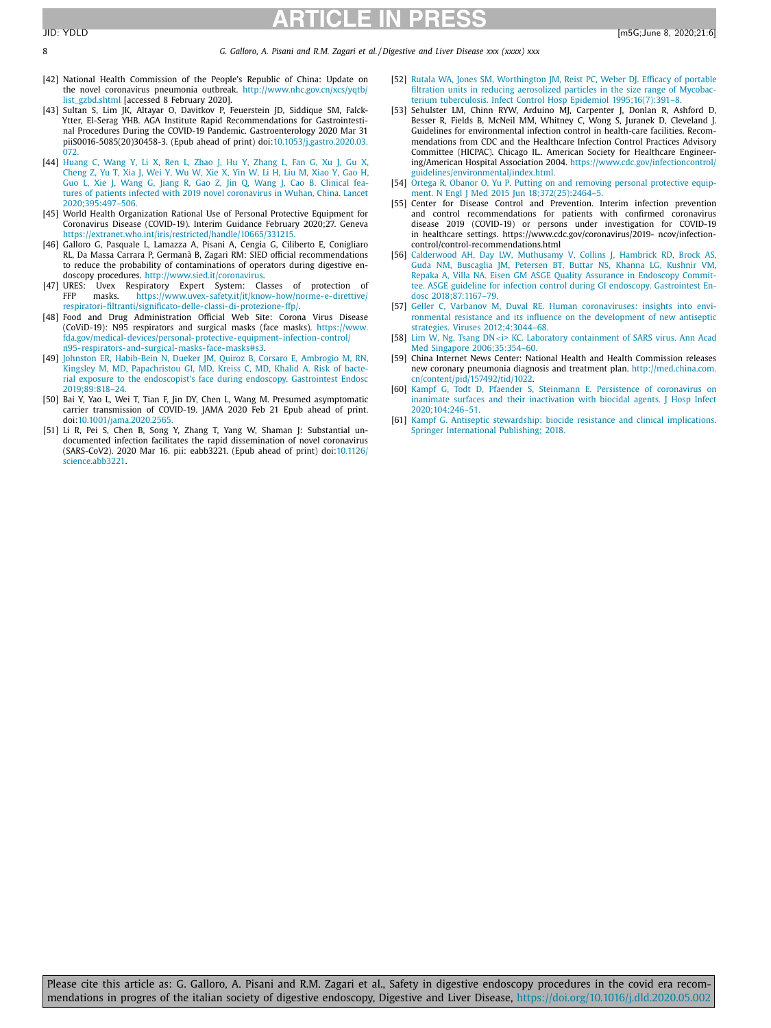[42] National Health Commission of the People's Republic of China: Update on the novel coronavirus pneumonia outbreak. http://www.nhc.gov.cn/xcs/yqtb/list_gzbd.shtml [accessed 8 February 2020].

[43] Sultan S, Lim JK, Altayar O, Davitkov P, Feuerstein JD, Siddique SM, Falck-Ytter, El-Serag YHB. AGA Institute Rapid Recommendations for Gastrointestinal Procedures During the COVID-19 Pandemic. Gastroenterology 2020 Mar 31 piiS0016-5085(20)30458-3. (Epub ahead of print) doi:10.1053/j.gastro.2020.03.072.

[44] Huang C, Wang Y, Li X, Ren L, Zhao J, Hu Y, Zhang L, Fan G, Xu J, Gu X, Cheng Z, Yu T, Xia J, Wei Y, Wu W, Xie X, Yin W, Li H, Liu M, Xiao Y, Gao H, Guo L, Xie J, Wang G, Jiang R, Gao Z, Jin Q, Wang J, Cao B. Clinical features of patients infected with 2019 novel coronavirus in Wuhan, China. Lancet 2020;395:497–506.

[45] World Health Organization Rational Use of Personal Protective Equipment for Coronavirus Disease (COVID-19). Interim Guidance February 2020;27. Geneva https://extranet.who.int/iris/restricted/handle/10665/331215.

[46] Galloro G, Pasquale L, Lamazza A, Pisani A, Cengia G, Ciliberto E, Conigliaro RL, Da Massa Carrara P, Germanà B, Zagari RM: SIED official recommendations to reduce the probability of contaminations of operators during digestive endoscopy procedures. http://www.sied.it/coronavirus.

[47] URES: Uvex Respiratory Expert System: Classes of protection of FFP masks. https://www.uvex-safety.it/it/know-how/norme-e-direttive/respiratori-filtranti/significato-delle-classi-di-protezione-ffp/.

[48] Food and Drug Administration Official Web Site: Corona Virus Disease (CoViD-19): N95 respirators and surgical masks (face masks). https://www.fda.gov/medical-devices/personal-protective-equipment-infection-control/n95-respirators-and-surgical-masks-face-masks#s3.

[49] Johnston ER, Habib-Bein N, Dueker JM, Quiroz B, Corsaro E, Ambrogio M, RN, Kingsley M, MD, Papachristou GI, MD, Kreiss C, MD, Khalid A. Risk of bacterial exposure to the endoscopist's face during endoscopy. Gastrointest Endosc 2019;89:818–24.

[50] Bai Y, Yao L, Wei T, Tian F, Jin DY, Chen L, Wang M. Presumed asymptomatic carrier transmission of COVID-19. JAMA 2020 Feb 21 Epub ahead of print. doi:10.1001/jama.2020.2565.

[51] Li R, Pei S, Chen B, Song Y, Zhang T, Yang W, Shaman J: Substantial undocumented infection facilitates the rapid dissemination of novel coronavirus (SARS-CoV2). 2020 Mar 16. pii: eabb3221. (Epub ahead of print) doi:10.1126/science.abb3221.

[52] Rutala WA, Jones SM, Worthington JM, Reist PC, Weber DJ. Efficacy of portable filtration units in reducing aerosolized particles in the size range of Mycobacterium tuberculosis. Infect Control Hosp Epidemiol 1995;16(7):391–8.

[53] Sehulster LM, Chinn RYW, Arduino MJ, Carpenter J, Donlan R, Ashford D, Besser R, Fields B, McNeil MM, Whitney C, Wong S, Juranek D, Cleveland J. Guidelines for environmental infection control in health-care facilities. Recommendations from CDC and the Healthcare Infection Control Practices Advisory Committee (HICPAC). Chicago IL. American Society for Healthcare Engineering/American Hospital Association 2004. https://www.cdc.gov/infectioncontrol/guidelines/environmental/index.html.

[54] Ortega R, Obanor O, Yu P. Putting on and removing personal protective equipment. N Engl J Med 2015 Jun 18;372(25):2464–5.

[55] Center for Disease Control and Prevention. Interim infection prevention and control recommendations for patients with confirmed coronavirus disease 2019 (COVID-19) or persons under investigation for COVID-19 in healthcare settings. https://www.cdc.gov/coronavirus/2019- ncov/infection-control/control-recommendations.html

[56] Calderwood AH, Day LW, Muthusamy V, Collins J, Hambrick RD, Brock AS, Guda NM, Buscaglia JM, Petersen BT, Buttar NS, Khanna LG, Kushnir VM, Repaka A, Villa NA. Eisen GM ASGE Quality Assurance in Endoscopy Committee. ASGE guideline for infection control during GI endoscopy. Gastrointest Endosc 2018;87:1167–79.

[57] Geller C, Varbanov M, Duval RE. Human coronaviruses: insights into environmental resistance and its influence on the development of new antiseptic strategies. Viruses 2012;4:3044–68.

[58] Lim W, Ng, Tsang DN<i> KC. Laboratory containment of SARS virus. Ann Acad Med Singapore 2006;35:354–60.

[59] China Internet News Center: National Health and Health Commission releases new coronary pneumonia diagnosis and treatment plan. http://med.china.com.cn/content/pid/157492/tid/1022.

[60] Kampf G, Todt D, Pfaender S, Steinmann E. Persistence of coronavirus on inanimate surfaces and their inactivation with biocidal agents. J Hosp Infect 2020;104:246–51.

[61] Kampf G. Antiseptic stewardship: biocide resistance and clinical implications. Springer International Publishing; 2018.

Please cite this article as: G. Galloro, A. Pisani and R.M. Zagari et al., Safety in digestive endoscopy procedures in the covid era recommendations in progres of the italian society of digestive endoscopy, Digestive and Liver Disease, https://doi.org/10.1016/j.dld.2020.05.002